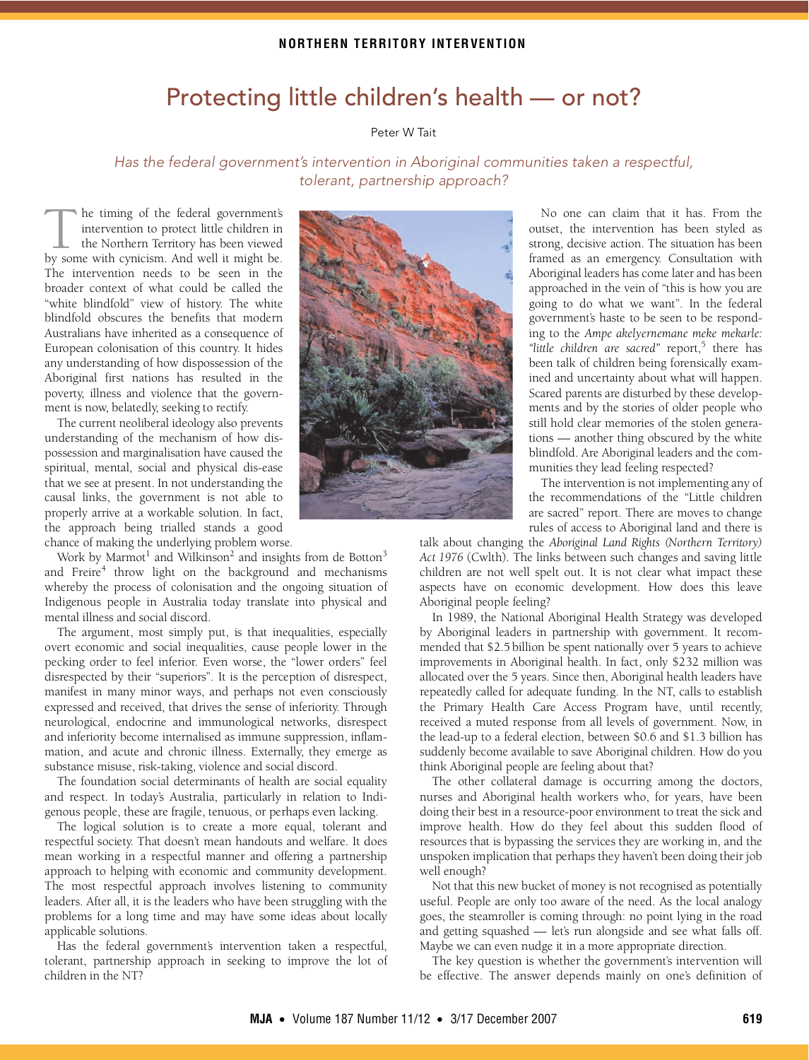NORTHERN TERRITORY INTERVENTION

# Protecting little children's health — or not?

Peter W Tait

*Has the federal government's intervention in Aboriginal communities taken a respectful, tolerant, partnership approach?*

The timing of the federal government's intervention to protect little children in the Northern Territory has been viewed by some with cynicism. And well it might be. The intervention needs to be seen in the broader context of what could be called the "white blindfold" view of history. The white blindfold obscures the benefits that modern Australians have inherited as a consequence of European colonisation of this country. It hides any understanding of how dispossession of the Aboriginal first nations has resulted in the poverty, illness and violence that the government is now, belatedly, seeking to rectify.

The current neoliberal ideology also prevents understanding of the mechanism of how dispossession and marginalisation have caused the spiritual, mental, social and physical dis-ease that we see at present. In not understanding the causal links, the government is not able to properly arrive at a workable solution. In fact, the approach being trialled stands a good chance of making the underlying problem worse.

Work by Marmot[1] and Wilkinson[2] and insights from de Botton[3] and Freire[4] throw light on the background and mechanisms whereby the process of colonisation and the ongoing situation of Indigenous people in Australia today translate into physical and mental illness and social discord.

The argument, most simply put, is that inequalities, especially overt economic and social inequalities, cause people lower in the pecking order to feel inferior. Even worse, the "lower orders" feel disrespected by their "superiors". It is the perception of disrespect, manifest in many minor ways, and perhaps not even consciously expressed and received, that drives the sense of inferiority. Through neurological, endocrine and immunological networks, disrespect and inferiority become internalised as immune suppression, inflammation, and acute and chronic illness. Externally, they emerge as substance misuse, risk-taking, violence and social discord.

The foundation social determinants of health are social equality and respect. In today's Australia, particularly in relation to Indigenous people, these are fragile, tenuous, or perhaps even lacking.

The logical solution is to create a more equal, tolerant and respectful society. That doesn't mean handouts and welfare. It does mean working in a respectful manner and offering a partnership approach to helping with economic and community development. The most respectful approach involves listening to community leaders. After all, it is the leaders who have been struggling with the problems for a long time and may have some ideas about locally applicable solutions.

Has the federal government's intervention taken a respectful, tolerant, partnership approach in seeking to improve the lot of children in the NT?

No one can claim that it has. From the outset, the intervention has been styled as strong, decisive action. The situation has been framed as an emergency. Consultation with Aboriginal leaders has come later and has been approached in the vein of "this is how you are going to do what we want". In the federal government's haste to be seen to be responding to the *Ampe akelyernemane meke mekarle: "little children are sacred"* report,[5] there has been talk of children being forensically examined and uncertainty about what will happen. Scared parents are disturbed by these developments and by the stories of older people who still hold clear memories of the stolen generations — another thing obscured by the white blindfold. Are Aboriginal leaders and the communities they lead feeling respected?

The intervention is not implementing any of the recommendations of the "Little children are sacred" report. There are moves to change rules of access to Aboriginal land and there is talk about changing the *Aboriginal Land Rights (Northern Territory) Act 1976* (Cwlth). The links between such changes and saving little children are not well spelt out. It is not clear what impact these aspects have on economic development. How does this leave Aboriginal people feeling?

In 1989, the National Aboriginal Health Strategy was developed by Aboriginal leaders in partnership with government. It recommended that \$2.5 billion be spent nationally over 5 years to achieve improvements in Aboriginal health. In fact, only \$232 million was allocated over the 5 years. Since then, Aboriginal health leaders have repeatedly called for adequate funding. In the NT, calls to establish the Primary Health Care Access Program have, until recently, received a muted response from all levels of government. Now, in the lead-up to a federal election, between \$0.6 and \$1.3 billion has suddenly become available to save Aboriginal children. How do you think Aboriginal people are feeling about that?

The other collateral damage is occurring among the doctors, nurses and Aboriginal health workers who, for years, have been doing their best in a resource-poor environment to treat the sick and improve health. How do they feel about this sudden flood of resources that is bypassing the services they are working in, and the unspoken implication that perhaps they haven't been doing their job well enough?

Not that this new bucket of money is not recognised as potentially useful. People are only too aware of the need. As the local analogy goes, the steamroller is coming through: no point lying in the road and getting squashed — let's run alongside and see what falls off. Maybe we can even nudge it in a more appropriate direction.

The key question is whether the government's intervention will be effective. The answer depends mainly on one's definition of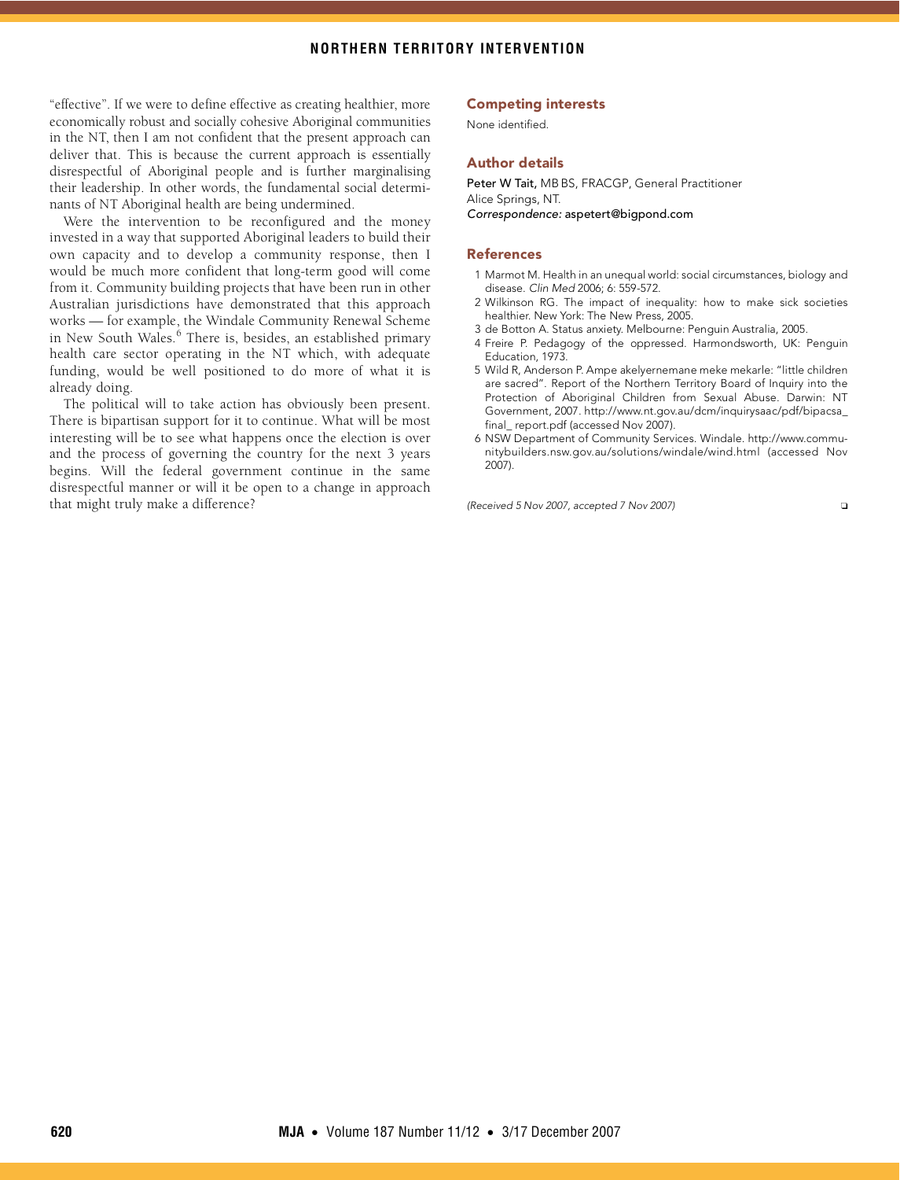"effective". If we were to define effective as creating healthier, more economically robust and socially cohesive Aboriginal communities in the NT, then I am not confident that the present approach can deliver that. This is because the current approach is essentially disrespectful of Aboriginal people and is further marginalising their leadership. In other words, the fundamental social determinants of NT Aboriginal health are being undermined.

Were the intervention to be reconfigured and the money invested in a way that supported Aboriginal leaders to build their own capacity and to develop a community response, then I would be much more confident that long-term good will come from it. Community building projects that have been run in other Australian jurisdictions have demonstrated that this approach works — for example, the Windale Community Renewal Scheme in New South Wales.[6] There is, besides, an established primary health care sector operating in the NT which, with adequate funding, would be well positioned to do more of what it is already doing.

The political will to take action has obviously been present. There is bipartisan support for it to continue. What will be most interesting will be to see what happens once the election is over and the process of governing the country for the next 3 years begins. Will the federal government continue in the same disrespectful manner or will it be open to a change in approach that might truly make a difference?

## Competing interests

None identified.

## Author details

Peter W Tait, MB BS, FRACGP, General Practitioner
Alice Springs, NT.
*Correspondence:* aspetert@bigpond.com

## References

1 Marmot M. Health in an unequal world: social circumstances, biology and disease. *Clin Med* 2006; 6: 559-572.

2 Wilkinson RG. The impact of inequality: how to make sick societies healthier. New York: The New Press, 2005.

3 de Botton A. Status anxiety. Melbourne: Penguin Australia, 2005.

4 Freire P. Pedagogy of the oppressed. Harmondsworth, UK: Penguin Education, 1973.

5 Wild R, Anderson P. Ampe akelyernemane meke mekarle: "little children are sacred". Report of the Northern Territory Board of Inquiry into the Protection of Aboriginal Children from Sexual Abuse. Darwin: NT Government, 2007. http://www.nt.gov.au/dcm/inquirysaac/pdf/bipacsa_final_report.pdf (accessed Nov 2007).

6 NSW Department of Community Services. Windale. http://www.communitybuilders.nsw.gov.au/solutions/windale/wind.html (accessed Nov 2007).

*(Received 5 Nov 2007, accepted 7 Nov 2007)*